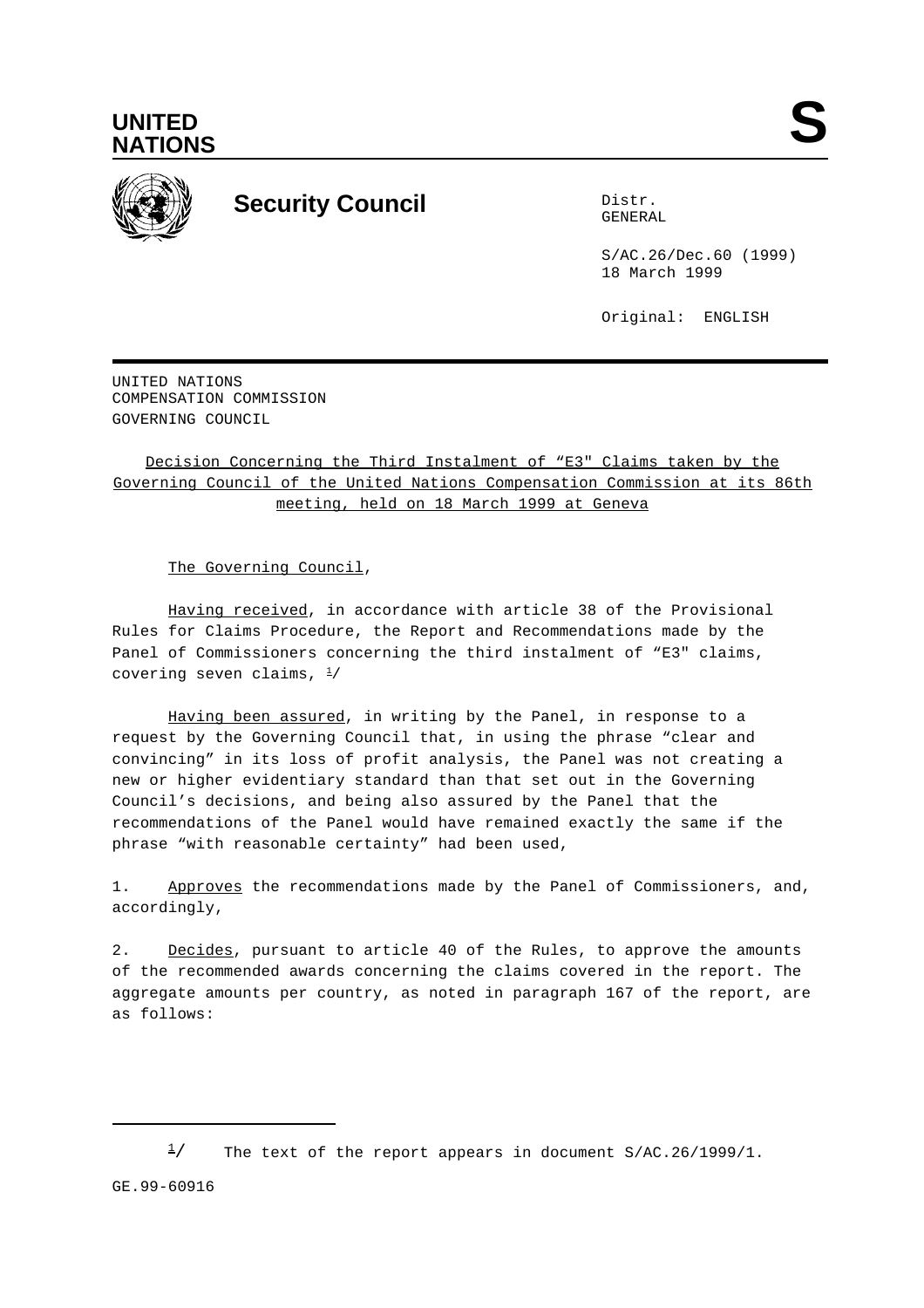**UNITED NATIONS** **S**

**Security Council**

Distr.
GENERAL

S/AC.26/Dec.60 (1999)
18 March 1999

Original: ENGLISH

UNITED NATIONS
COMPENSATION COMMISSION
GOVERNING COUNCIL

Decision Concerning the Third Instalment of "E3" Claims taken by the Governing Council of the United Nations Compensation Commission at its 86th meeting, held on 18 March 1999 at Geneva

The Governing Council,

Having received, in accordance with article 38 of the Provisional Rules for Claims Procedure, the Report and Recommendations made by the Panel of Commissioners concerning the third instalment of "E3" claims, covering seven claims, [1]/

Having been assured, in writing by the Panel, in response to a request by the Governing Council that, in using the phrase "clear and convincing" in its loss of profit analysis, the Panel was not creating a new or higher evidentiary standard than that set out in the Governing Council's decisions, and being also assured by the Panel that the recommendations of the Panel would have remained exactly the same if the phrase "with reasonable certainty" had been used,

1. Approves the recommendations made by the Panel of Commissioners, and, accordingly,

2. Decides, pursuant to article 40 of the Rules, to approve the amounts of the recommended awards concerning the claims covered in the report. The aggregate amounts per country, as noted in paragraph 167 of the report, are as follows:

---

[1]/ The text of the report appears in document S/AC.26/1999/1.

GE.99-60916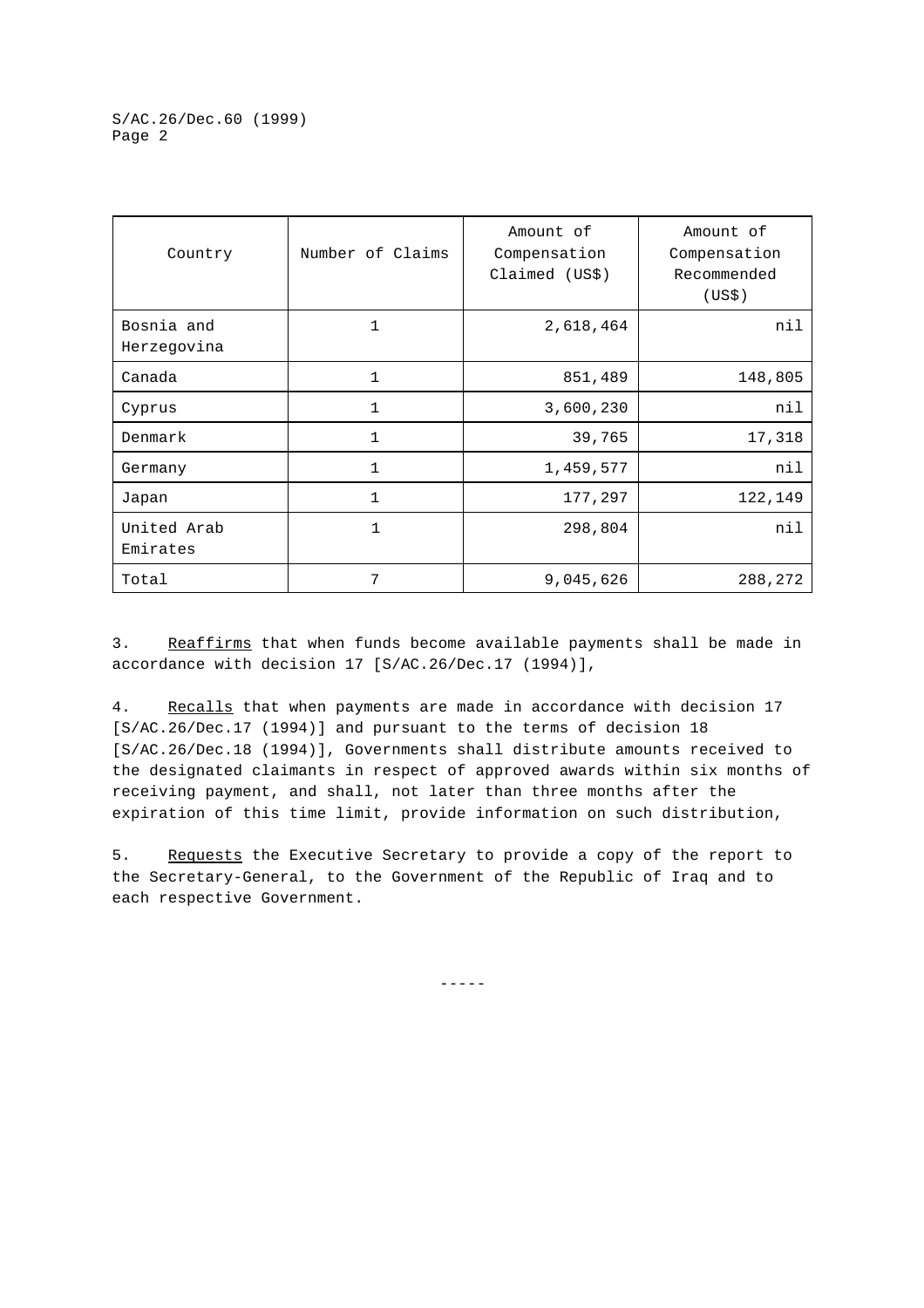| Country | Number of Claims | Amount of Compensation Claimed (US$) | Amount of Compensation Recommended (US$) |
|---|---|---|---|
| Bosnia and Herzegovina | 1 | 2,618,464 | nil |
| Canada | 1 | 851,489 | 148,805 |
| Cyprus | 1 | 3,600,230 | nil |
| Denmark | 1 | 39,765 | 17,318 |
| Germany | 1 | 1,459,577 | nil |
| Japan | 1 | 177,297 | 122,149 |
| United Arab Emirates | 1 | 298,804 | nil |
| Total | 7 | 9,045,626 | 288,272 |

3. Reaffirms that when funds become available payments shall be made in accordance with decision 17 [S/AC.26/Dec.17 (1994)],

4. Recalls that when payments are made in accordance with decision 17 [S/AC.26/Dec.17 (1994)] and pursuant to the terms of decision 18 [S/AC.26/Dec.18 (1994)], Governments shall distribute amounts received to the designated claimants in respect of approved awards within six months of receiving payment, and shall, not later than three months after the expiration of this time limit, provide information on such distribution,

5. Requests the Executive Secretary to provide a copy of the report to the Secretary-General, to the Government of the Republic of Iraq and to each respective Government.

-----